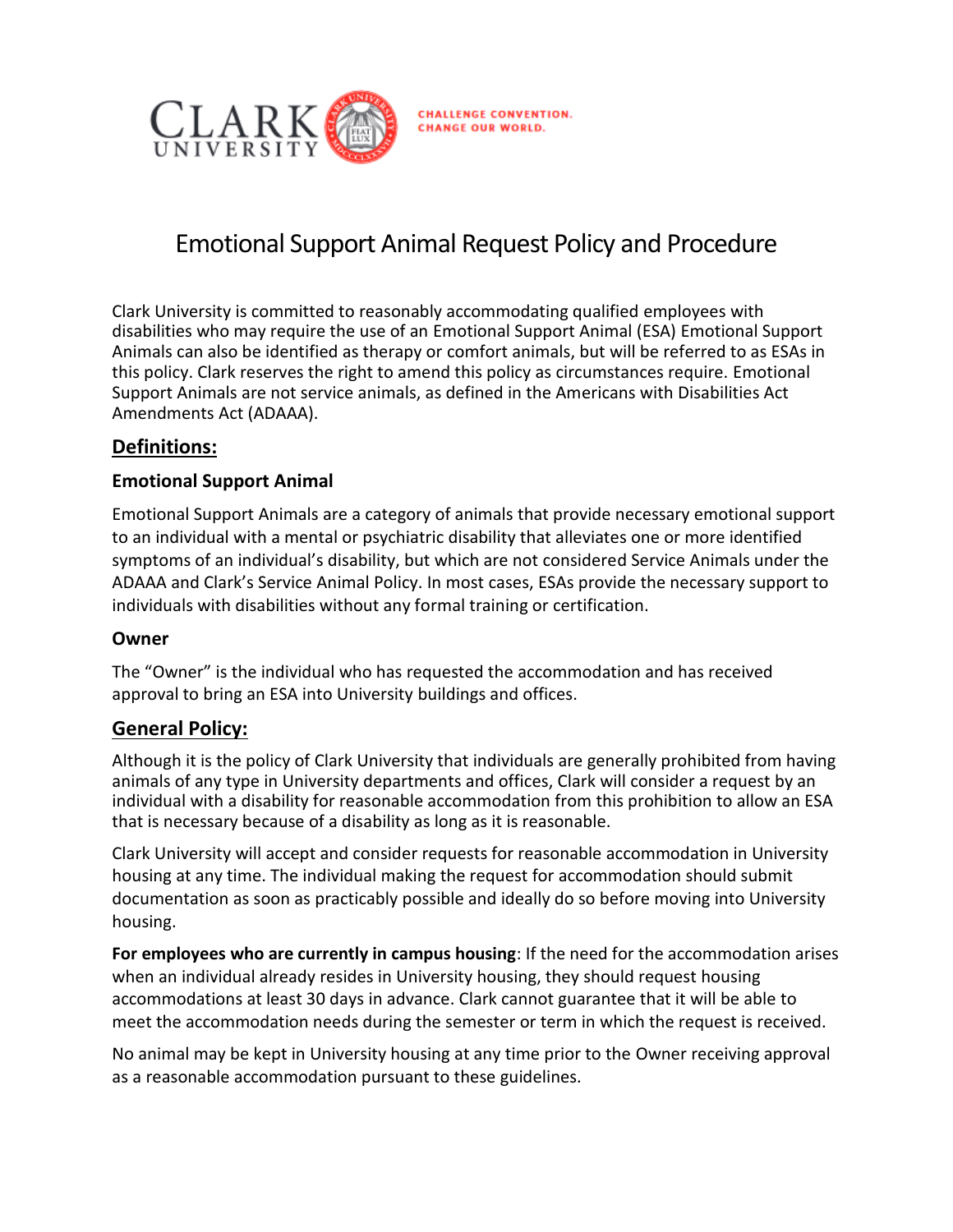CLARK UNIVERSITY

CHALLENGE CONVENTION.
CHANGE OUR WORLD.

# Emotional Support Animal Request Policy and Procedure

Clark University is committed to reasonably accommodating qualified employees with disabilities who may require the use of an Emotional Support Animal (ESA) Emotional Support Animals can also be identified as therapy or comfort animals, but will be referred to as ESAs in this policy. Clark reserves the right to amend this policy as circumstances require. Emotional Support Animals are not service animals, as defined in the Americans with Disabilities Act Amendments Act (ADAAA).

## Definitions:

### Emotional Support Animal

Emotional Support Animals are a category of animals that provide necessary emotional support to an individual with a mental or psychiatric disability that alleviates one or more identified symptoms of an individual's disability, but which are not considered Service Animals under the ADAAA and Clark's Service Animal Policy. In most cases, ESAs provide the necessary support to individuals with disabilities without any formal training or certification.

### Owner

The "Owner" is the individual who has requested the accommodation and has received approval to bring an ESA into University buildings and offices.

## General Policy:

Although it is the policy of Clark University that individuals are generally prohibited from having animals of any type in University departments and offices, Clark will consider a request by an individual with a disability for reasonable accommodation from this prohibition to allow an ESA that is necessary because of a disability as long as it is reasonable.

Clark University will accept and consider requests for reasonable accommodation in University housing at any time. The individual making the request for accommodation should submit documentation as soon as practicably possible and ideally do so before moving into University housing.

**For employees who are currently in campus housing**: If the need for the accommodation arises when an individual already resides in University housing, they should request housing accommodations at least 30 days in advance. Clark cannot guarantee that it will be able to meet the accommodation needs during the semester or term in which the request is received.

No animal may be kept in University housing at any time prior to the Owner receiving approval as a reasonable accommodation pursuant to these guidelines.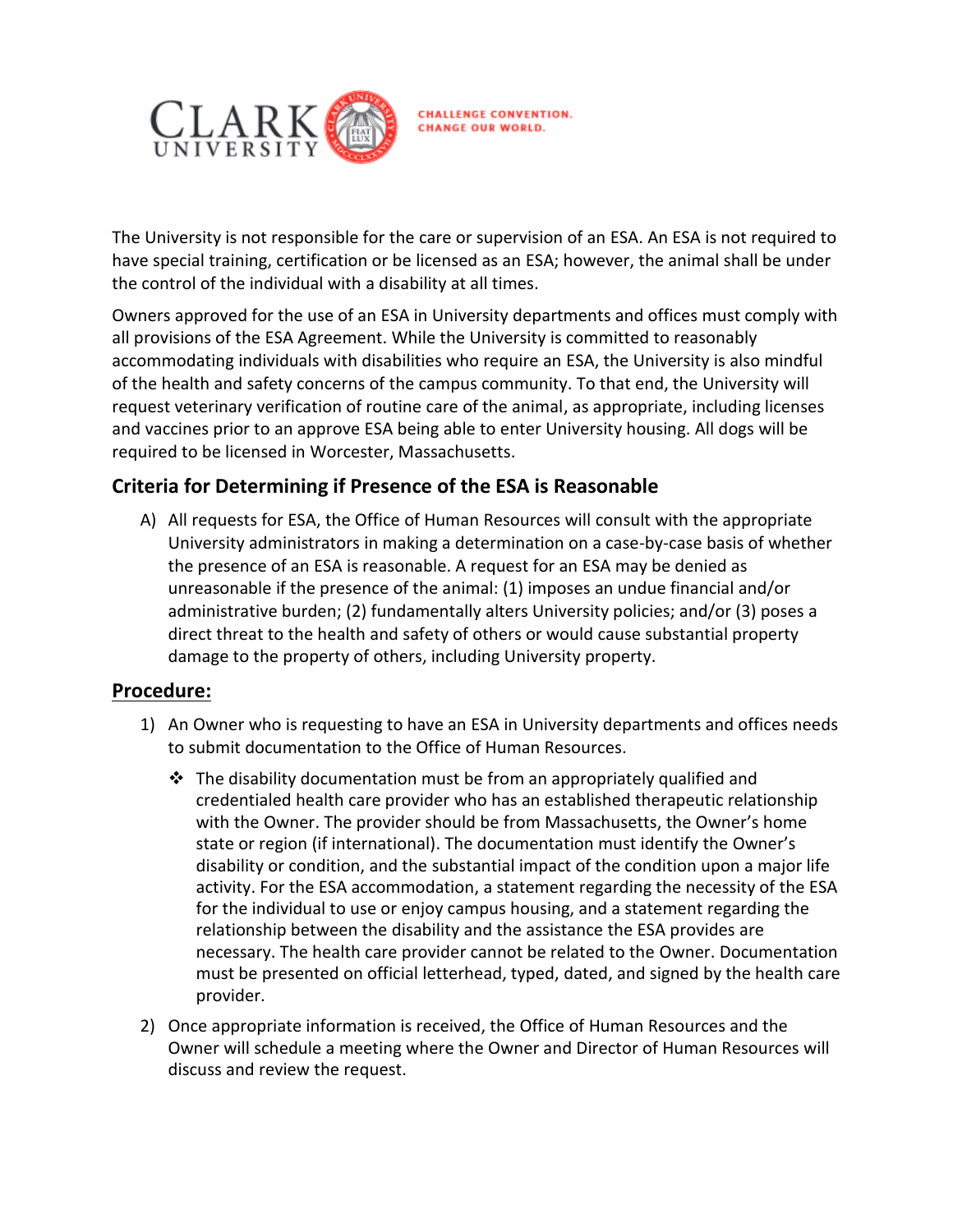The University is not responsible for the care or supervision of an ESA. An ESA is not required to have special training, certification or be licensed as an ESA; however, the animal shall be under the control of the individual with a disability at all times.

Owners approved for the use of an ESA in University departments and offices must comply with all provisions of the ESA Agreement. While the University is committed to reasonably accommodating individuals with disabilities who require an ESA, the University is also mindful of the health and safety concerns of the campus community. To that end, the University will request veterinary verification of routine care of the animal, as appropriate, including licenses and vaccines prior to an approve ESA being able to enter University housing. All dogs will be required to be licensed in Worcester, Massachusetts.

## Criteria for Determining if Presence of the ESA is Reasonable

A) All requests for ESA, the Office of Human Resources will consult with the appropriate University administrators in making a determination on a case-by-case basis of whether the presence of an ESA is reasonable. A request for an ESA may be denied as unreasonable if the presence of the animal: (1) imposes an undue financial and/or administrative burden; (2) fundamentally alters University policies; and/or (3) poses a direct threat to the health and safety of others or would cause substantial property damage to the property of others, including University property.

## **Procedure:**

1) An Owner who is requesting to have an ESA in University departments and offices needs to submit documentation to the Office of Human Resources.

   - ❖ The disability documentation must be from an appropriately qualified and credentialed health care provider who has an established therapeutic relationship with the Owner. The provider should be from Massachusetts, the Owner's home state or region (if international). The documentation must identify the Owner's disability or condition, and the substantial impact of the condition upon a major life activity. For the ESA accommodation, a statement regarding the necessity of the ESA for the individual to use or enjoy campus housing, and a statement regarding the relationship between the disability and the assistance the ESA provides are necessary. The health care provider cannot be related to the Owner. Documentation must be presented on official letterhead, typed, dated, and signed by the health care provider.

2) Once appropriate information is received, the Office of Human Resources and the Owner will schedule a meeting where the Owner and Director of Human Resources will discuss and review the request.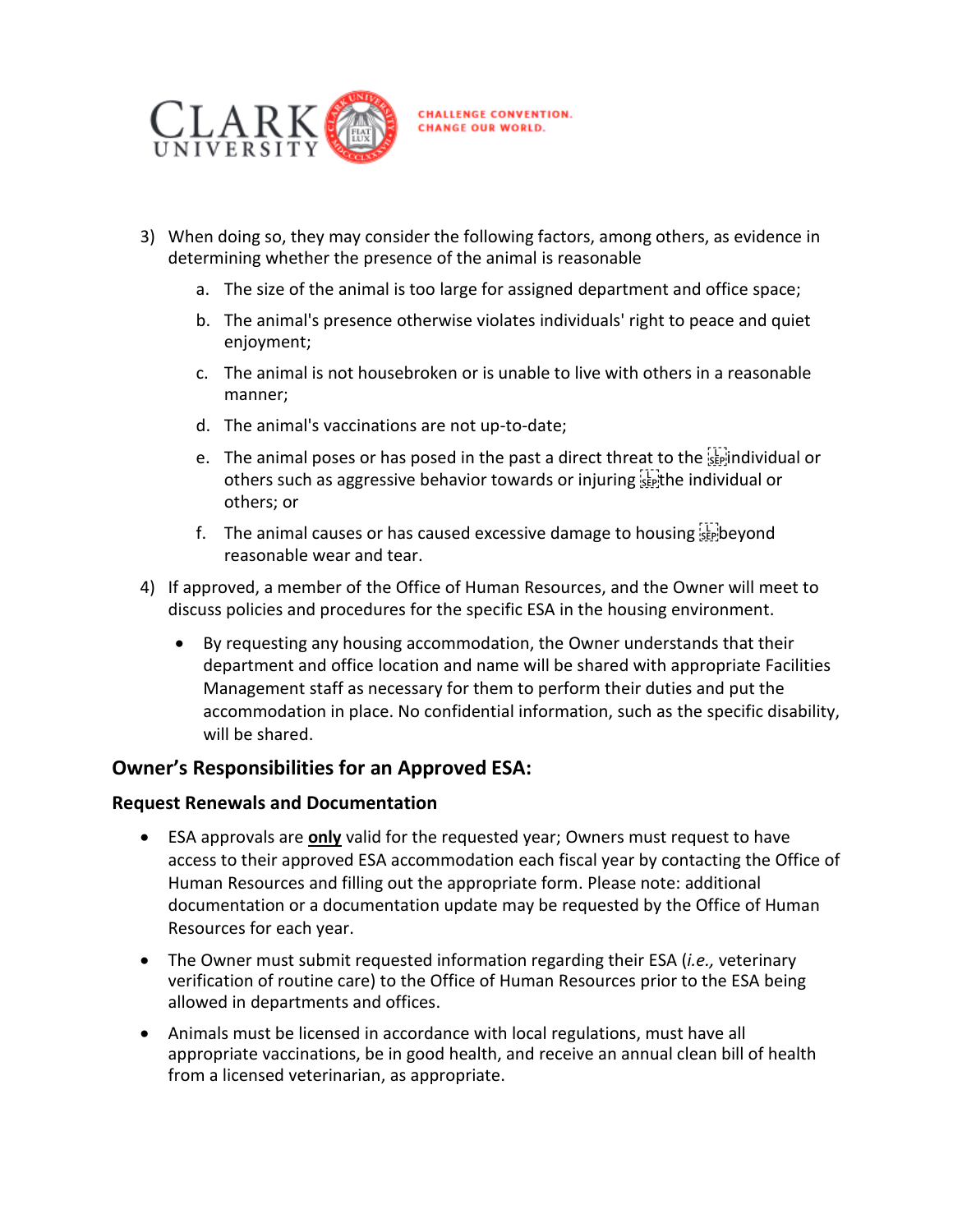3) When doing so, they may consider the following factors, among others, as evidence in determining whether the presence of the animal is reasonable

    a. The size of the animal is too large for assigned department and office space;

    b. The animal's presence otherwise violates individuals' right to peace and quiet enjoyment;

    c. The animal is not housebroken or is unable to live with others in a reasonable manner;

    d. The animal's vaccinations are not up-to-date;

    e. The animal poses or has posed in the past a direct threat to the individual or others such as aggressive behavior towards or injuring the individual or others; or

    f. The animal causes or has caused excessive damage to housing beyond reasonable wear and tear.

4) If approved, a member of the Office of Human Resources, and the Owner will meet to discuss policies and procedures for the specific ESA in the housing environment.

    - By requesting any housing accommodation, the Owner understands that their department and office location and name will be shared with appropriate Facilities Management staff as necessary for them to perform their duties and put the accommodation in place. No confidential information, such as the specific disability, will be shared.

## Owner's Responsibilities for an Approved ESA:

### Request Renewals and Documentation

- ESA approvals are **only** valid for the requested year; Owners must request to have access to their approved ESA accommodation each fiscal year by contacting the Office of Human Resources and filling out the appropriate form. Please note: additional documentation or a documentation update may be requested by the Office of Human Resources for each year.
- The Owner must submit requested information regarding their ESA (*i.e.,* veterinary verification of routine care) to the Office of Human Resources prior to the ESA being allowed in departments and offices.
- Animals must be licensed in accordance with local regulations, must have all appropriate vaccinations, be in good health, and receive an annual clean bill of health from a licensed veterinarian, as appropriate.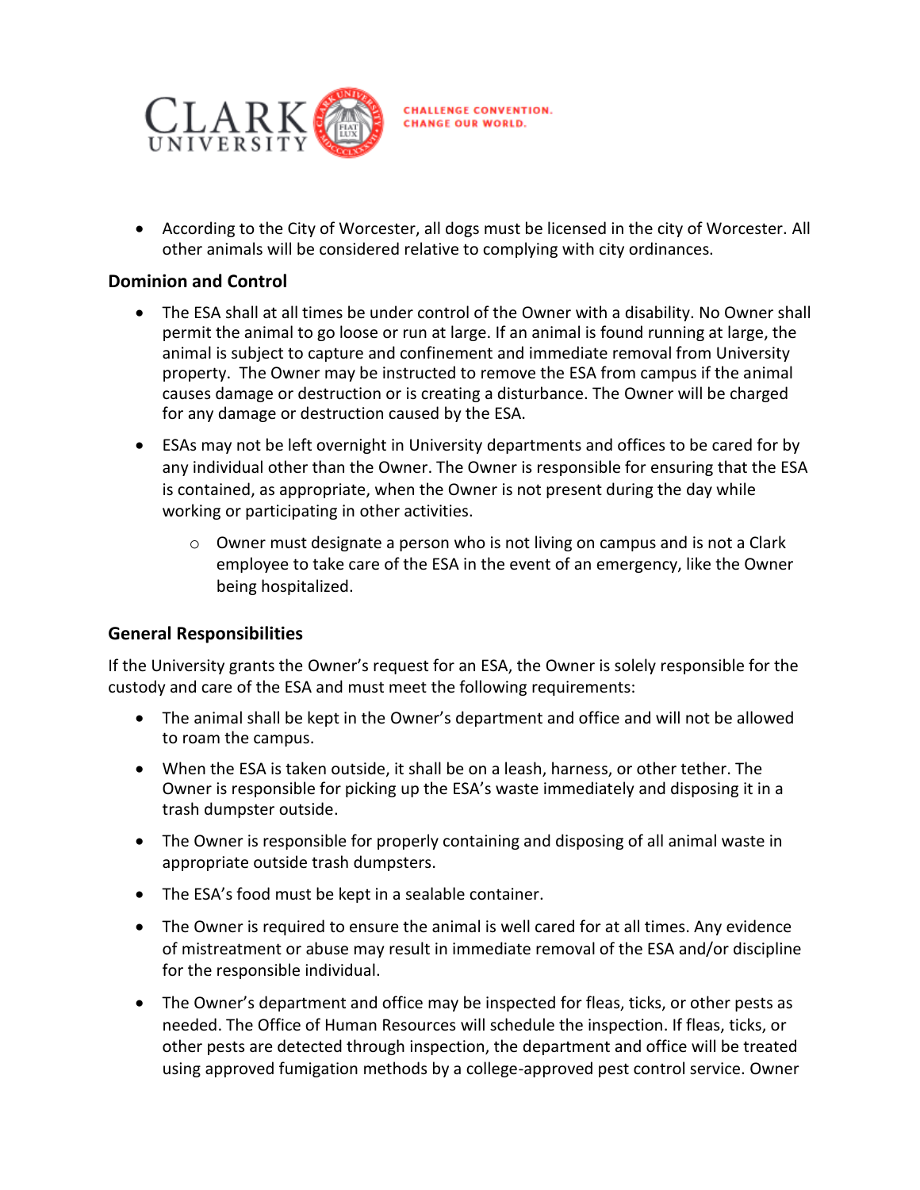- According to the City of Worcester, all dogs must be licensed in the city of Worcester. All other animals will be considered relative to complying with city ordinances.

### Dominion and Control

- The ESA shall at all times be under control of the Owner with a disability. No Owner shall permit the animal to go loose or run at large. If an animal is found running at large, the animal is subject to capture and confinement and immediate removal from University property. The Owner may be instructed to remove the ESA from campus if the animal causes damage or destruction or is creating a disturbance. The Owner will be charged for any damage or destruction caused by the ESA.
- ESAs may not be left overnight in University departments and offices to be cared for by any individual other than the Owner. The Owner is responsible for ensuring that the ESA is contained, as appropriate, when the Owner is not present during the day while working or participating in other activities.
  - Owner must designate a person who is not living on campus and is not a Clark employee to take care of the ESA in the event of an emergency, like the Owner being hospitalized.

### General Responsibilities

If the University grants the Owner's request for an ESA, the Owner is solely responsible for the custody and care of the ESA and must meet the following requirements:

- The animal shall be kept in the Owner's department and office and will not be allowed to roam the campus.
- When the ESA is taken outside, it shall be on a leash, harness, or other tether. The Owner is responsible for picking up the ESA's waste immediately and disposing it in a trash dumpster outside.
- The Owner is responsible for properly containing and disposing of all animal waste in appropriate outside trash dumpsters.
- The ESA's food must be kept in a sealable container.
- The Owner is required to ensure the animal is well cared for at all times. Any evidence of mistreatment or abuse may result in immediate removal of the ESA and/or discipline for the responsible individual.
- The Owner's department and office may be inspected for fleas, ticks, or other pests as needed. The Office of Human Resources will schedule the inspection. If fleas, ticks, or other pests are detected through inspection, the department and office will be treated using approved fumigation methods by a college-approved pest control service. Owner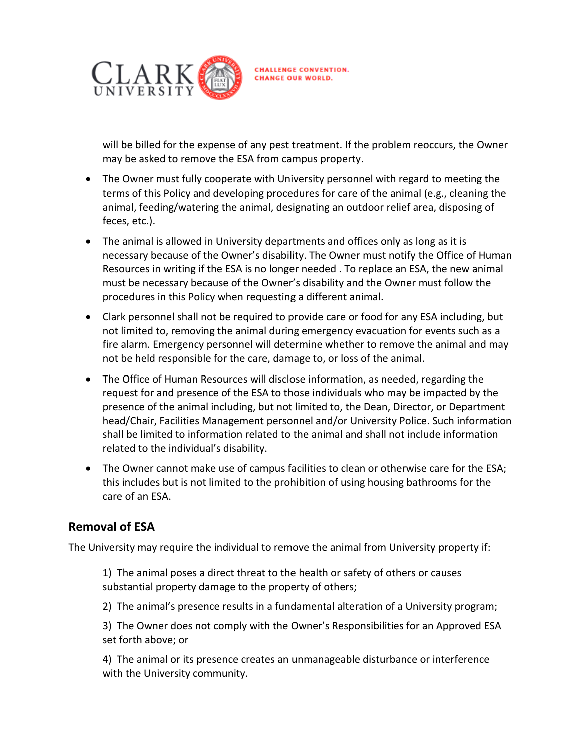will be billed for the expense of any pest treatment. If the problem reoccurs, the Owner may be asked to remove the ESA from campus property.

- The Owner must fully cooperate with University personnel with regard to meeting the terms of this Policy and developing procedures for care of the animal (e.g., cleaning the animal, feeding/watering the animal, designating an outdoor relief area, disposing of feces, etc.).
- The animal is allowed in University departments and offices only as long as it is necessary because of the Owner's disability. The Owner must notify the Office of Human Resources in writing if the ESA is no longer needed . To replace an ESA, the new animal must be necessary because of the Owner's disability and the Owner must follow the procedures in this Policy when requesting a different animal.
- Clark personnel shall not be required to provide care or food for any ESA including, but not limited to, removing the animal during emergency evacuation for events such as a fire alarm. Emergency personnel will determine whether to remove the animal and may not be held responsible for the care, damage to, or loss of the animal.
- The Office of Human Resources will disclose information, as needed, regarding the request for and presence of the ESA to those individuals who may be impacted by the presence of the animal including, but not limited to, the Dean, Director, or Department head/Chair, Facilities Management personnel and/or University Police. Such information shall be limited to information related to the animal and shall not include information related to the individual's disability.
- The Owner cannot make use of campus facilities to clean or otherwise care for the ESA; this includes but is not limited to the prohibition of using housing bathrooms for the care of an ESA.

## Removal of ESA

The University may require the individual to remove the animal from University property if:

1) The animal poses a direct threat to the health or safety of others or causes substantial property damage to the property of others;

2) The animal's presence results in a fundamental alteration of a University program;

3) The Owner does not comply with the Owner's Responsibilities for an Approved ESA set forth above; or

4) The animal or its presence creates an unmanageable disturbance or interference with the University community.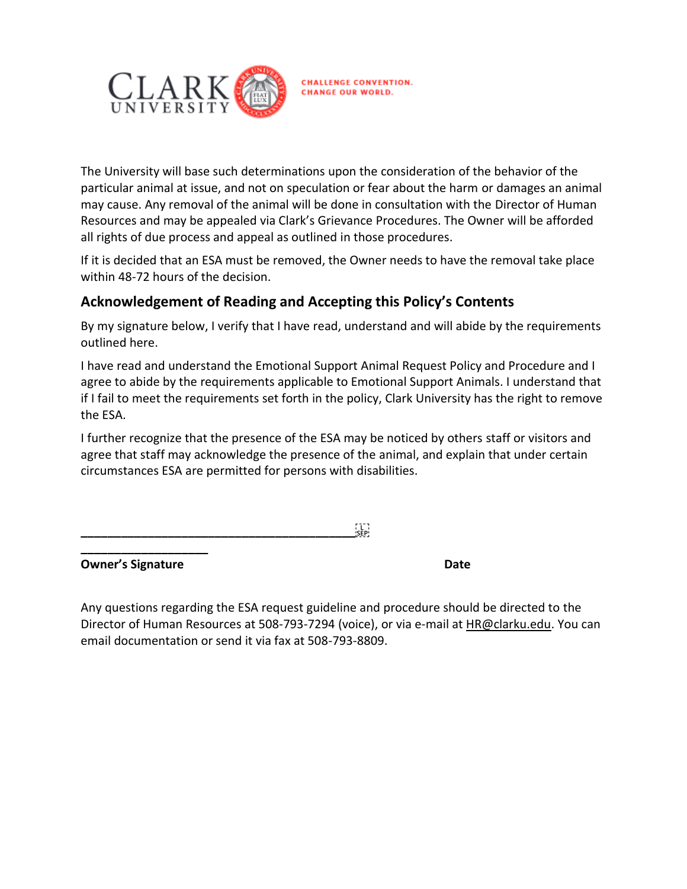The University will base such determinations upon the consideration of the behavior of the particular animal at issue, and not on speculation or fear about the harm or damages an animal may cause. Any removal of the animal will be done in consultation with the Director of Human Resources and may be appealed via Clark's Grievance Procedures. The Owner will be afforded all rights of due process and appeal as outlined in those procedures.

If it is decided that an ESA must be removed, the Owner needs to have the removal take place within 48-72 hours of the decision.

## Acknowledgement of Reading and Accepting this Policy's Contents

By my signature below, I verify that I have read, understand and will abide by the requirements outlined here.

I have read and understand the Emotional Support Animal Request Policy and Procedure and I agree to abide by the requirements applicable to Emotional Support Animals. I understand that if I fail to meet the requirements set forth in the policy, Clark University has the right to remove the ESA.

I further recognize that the presence of the ESA may be noticed by others staff or visitors and agree that staff may acknowledge the presence of the animal, and explain that under certain circumstances ESA are permitted for persons with disabilities.

___________________________________________ ____________________

**Owner's Signature** **Date**

Any questions regarding the ESA request guideline and procedure should be directed to the Director of Human Resources at 508-793-7294 (voice), or via e-mail at HR@clarku.edu. You can email documentation or send it via fax at 508-793-8809.